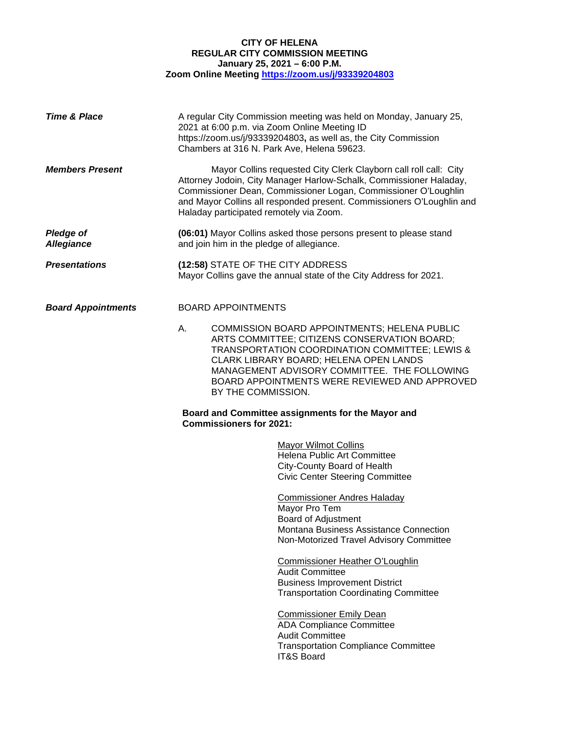# CITY OF HELENA
## REGULAR CITY COMMISSION MEETING
### January 25, 2021 – 6:00 P.M.
### Zoom Online Meeting https://zoom.us/j/93339204803

***Time & Place***

A regular City Commission meeting was held on Monday, January 25, 2021 at 6:00 p.m. via Zoom Online Meeting ID https://zoom.us/j/93339204803**,** as well as, the City Commission Chambers at 316 N. Park Ave, Helena 59623.

***Members Present***

Mayor Collins requested City Clerk Clayborn call roll call: City Attorney Jodoin, City Manager Harlow-Schalk, Commissioner Haladay, Commissioner Dean, Commissioner Logan, Commissioner O'Loughlin and Mayor Collins all responded present. Commissioners O'Loughlin and Haladay participated remotely via Zoom.

***Pledge of Allegiance***

**(06:01)** Mayor Collins asked those persons present to please stand and join him in the pledge of allegiance.

***Presentations***

**(12:58)** STATE OF THE CITY ADDRESS
Mayor Collins gave the annual state of the City Address for 2021.

***Board Appointments***

BOARD APPOINTMENTS

A. COMMISSION BOARD APPOINTMENTS; HELENA PUBLIC ARTS COMMITTEE; CITIZENS CONSERVATION BOARD; TRANSPORTATION COORDINATION COMMITTEE; LEWIS & CLARK LIBRARY BOARD; HELENA OPEN LANDS MANAGEMENT ADVISORY COMMITTEE. THE FOLLOWING BOARD APPOINTMENTS WERE REVIEWED AND APPROVED BY THE COMMISSION.

**Board and Committee assignments for the Mayor and Commissioners for 2021:**

Mayor Wilmot Collins
Helena Public Art Committee
City-County Board of Health
Civic Center Steering Committee

Commissioner Andres Haladay
Mayor Pro Tem
Board of Adjustment
Montana Business Assistance Connection
Non-Motorized Travel Advisory Committee

Commissioner Heather O'Loughlin
Audit Committee
Business Improvement District
Transportation Coordinating Committee

Commissioner Emily Dean
ADA Compliance Committee
Audit Committee
Transportation Compliance Committee
IT&S Board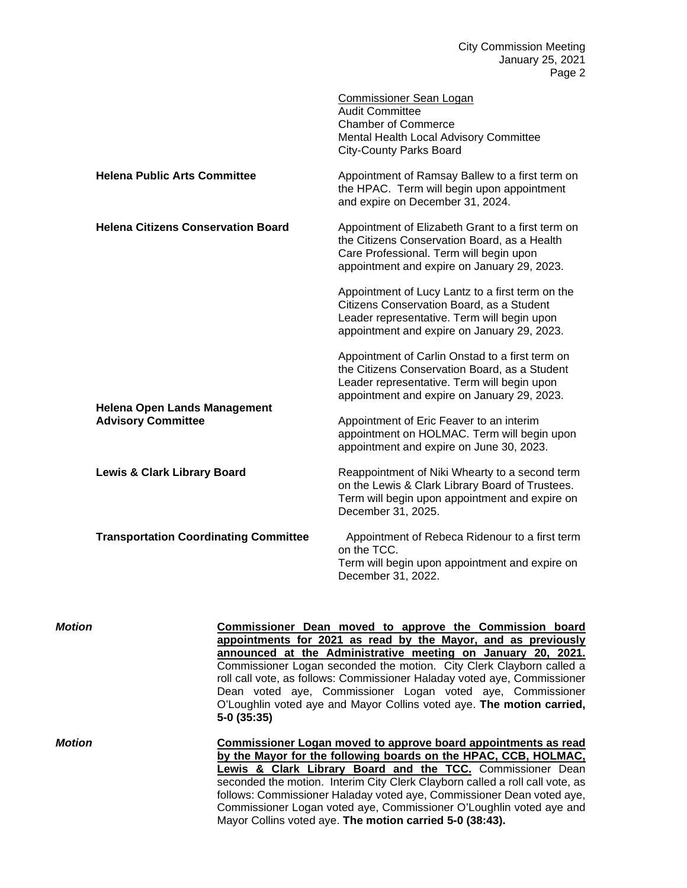<u>Commissioner Sean Logan</u>
Audit Committee
Chamber of Commerce
Mental Health Local Advisory Committee
City-County Parks Board

| | |
|---|---|
| **Helena Public Arts Committee** | Appointment of Ramsay Ballew to a first term on the HPAC. Term will begin upon appointment and expire on December 31, 2024. |
| **Helena Citizens Conservation Board** | Appointment of Elizabeth Grant to a first term on the Citizens Conservation Board, as a Health Care Professional. Term will begin upon appointment and expire on January 29, 2023. |
| | Appointment of Lucy Lantz to a first term on the Citizens Conservation Board, as a Student Leader representative. Term will begin upon appointment and expire on January 29, 2023. |
| | Appointment of Carlin Onstad to a first term on the Citizens Conservation Board, as a Student Leader representative. Term will begin upon appointment and expire on January 29, 2023. |
| **Helena Open Lands Management Advisory Committee** | Appointment of Eric Feaver to an interim appointment on HOLMAC. Term will begin upon appointment and expire on June 30, 2023. |
| **Lewis & Clark Library Board** | Reappointment of Niki Whearty to a second term on the Lewis & Clark Library Board of Trustees. Term will begin upon appointment and expire on December 31, 2025. |
| **Transportation Coordinating Committee** | Appointment of Rebeca Ridenour to a first term on the TCC. Term will begin upon appointment and expire on December 31, 2022. |

***Motion*** **<u>Commissioner Dean moved to approve the Commission board appointments for 2021 as read by the Mayor, and as previously announced at the Administrative meeting on January 20, 2021.</u>** Commissioner Logan seconded the motion. City Clerk Clayborn called a roll call vote, as follows: Commissioner Haladay voted aye, Commissioner Dean voted aye, Commissioner Logan voted aye, Commissioner O'Loughlin voted aye and Mayor Collins voted aye. **The motion carried, 5-0 (35:35)**

***Motion*** **<u>Commissioner Logan moved to approve board appointments as read by the Mayor for the following boards on the HPAC, CCB, HOLMAC, Lewis & Clark Library Board and the TCC.</u>** Commissioner Dean seconded the motion. Interim City Clerk Clayborn called a roll call vote, as follows: Commissioner Haladay voted aye, Commissioner Dean voted aye, Commissioner Logan voted aye, Commissioner O'Loughlin voted aye and Mayor Collins voted aye. **The motion carried 5-0 (38:43).**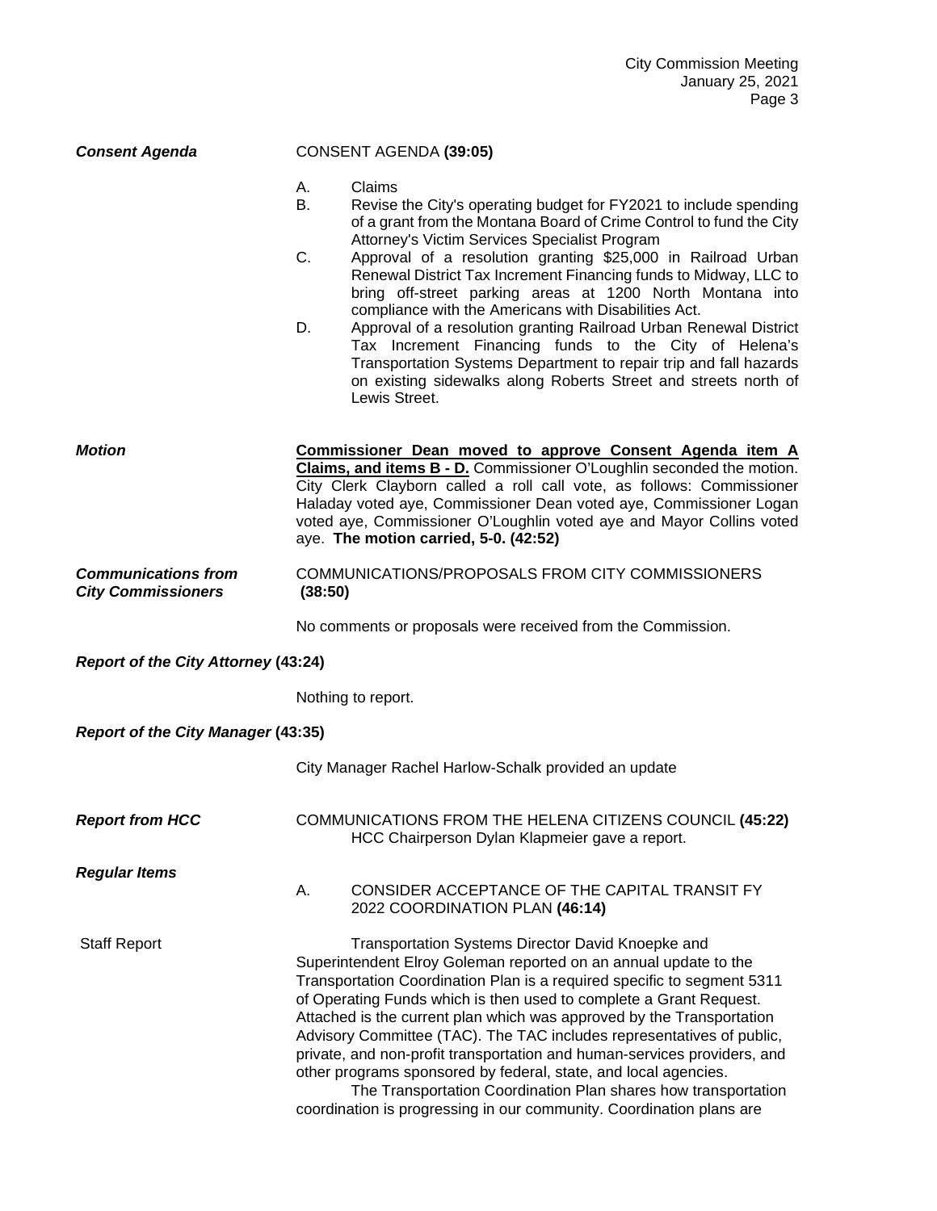***Consent Agenda*** CONSENT AGENDA **(39:05)**

A. Claims

B. Revise the City's operating budget for FY2021 to include spending of a grant from the Montana Board of Crime Control to fund the City Attorney's Victim Services Specialist Program

C. Approval of a resolution granting $25,000 in Railroad Urban Renewal District Tax Increment Financing funds to Midway, LLC to bring off-street parking areas at 1200 North Montana into compliance with the Americans with Disabilities Act.

D. Approval of a resolution granting Railroad Urban Renewal District Tax Increment Financing funds to the City of Helena's Transportation Systems Department to repair trip and fall hazards on existing sidewalks along Roberts Street and streets north of Lewis Street.

***Motion*** **<u>Commissioner Dean moved to approve Consent Agenda item A Claims, and items B - D.</u>** Commissioner O'Loughlin seconded the motion. City Clerk Clayborn called a roll call vote, as follows: Commissioner Haladay voted aye, Commissioner Dean voted aye, Commissioner Logan voted aye, Commissioner O'Loughlin voted aye and Mayor Collins voted aye. **The motion carried, 5-0. (42:52)**

***Communications from City Commissioners*** COMMUNICATIONS/PROPOSALS FROM CITY COMMISSIONERS **(38:50)**

No comments or proposals were received from the Commission.

***Report of the City Attorney* (43:24)**

Nothing to report.

***Report of the City Manager* (43:35)**

City Manager Rachel Harlow-Schalk provided an update

***Report from HCC*** COMMUNICATIONS FROM THE HELENA CITIZENS COUNCIL **(45:22)**
HCC Chairperson Dylan Klapmeier gave a report.

***Regular Items***

A. CONSIDER ACCEPTANCE OF THE CAPITAL TRANSIT FY 2022 COORDINATION PLAN **(46:14)**

Staff Report

Transportation Systems Director David Knoepke and Superintendent Elroy Goleman reported on an annual update to the Transportation Coordination Plan is a required specific to segment 5311 of Operating Funds which is then used to complete a Grant Request. Attached is the current plan which was approved by the Transportation Advisory Committee (TAC). The TAC includes representatives of public, private, and non-profit transportation and human-services providers, and other programs sponsored by federal, state, and local agencies.

The Transportation Coordination Plan shares how transportation coordination is progressing in our community. Coordination plans are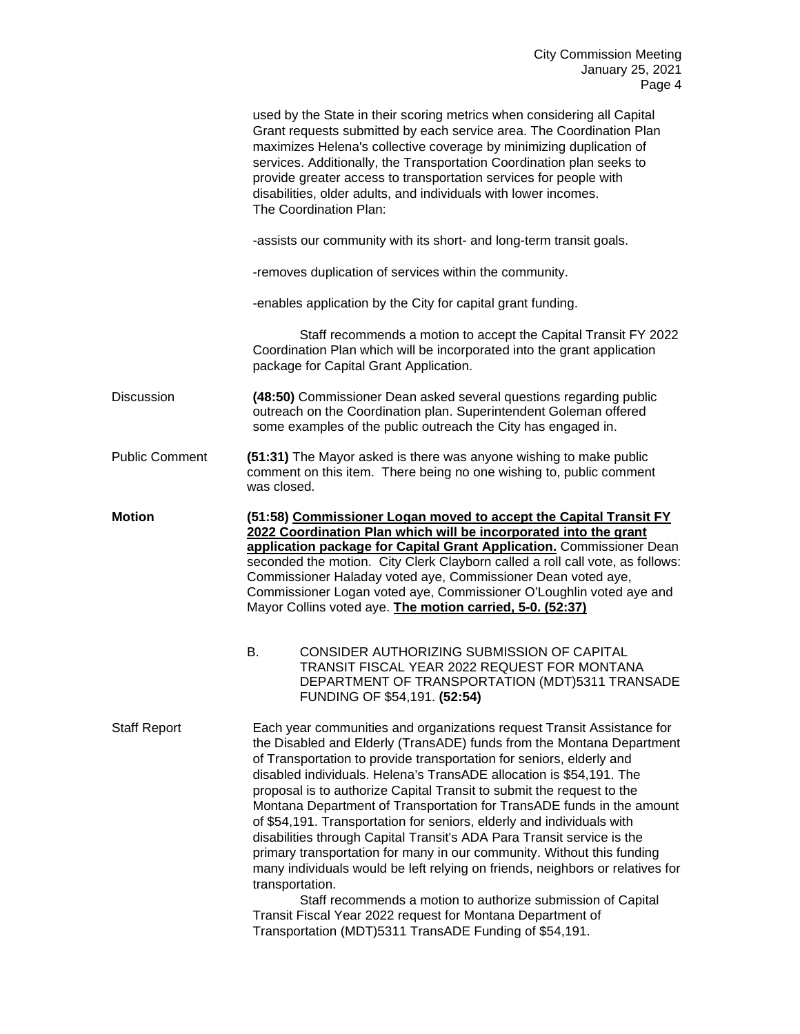used by the State in their scoring metrics when considering all Capital Grant requests submitted by each service area. The Coordination Plan maximizes Helena's collective coverage by minimizing duplication of services. Additionally, the Transportation Coordination plan seeks to provide greater access to transportation services for people with disabilities, older adults, and individuals with lower incomes.
The Coordination Plan:

-assists our community with its short- and long-term transit goals.

-removes duplication of services within the community.

-enables application by the City for capital grant funding.

Staff recommends a motion to accept the Capital Transit FY 2022 Coordination Plan which will be incorporated into the grant application package for Capital Grant Application.

Discussion — **(48:50)** Commissioner Dean asked several questions regarding public outreach on the Coordination plan. Superintendent Goleman offered some examples of the public outreach the City has engaged in.

Public Comment — **(51:31)** The Mayor asked is there was anyone wishing to make public comment on this item. There being no one wishing to, public comment was closed.

**Motion** — **(51:58) <u>Commissioner Logan moved to accept the Capital Transit FY 2022 Coordination Plan which will be incorporated into the grant application package for Capital Grant Application.</u>** Commissioner Dean seconded the motion. City Clerk Clayborn called a roll call vote, as follows: Commissioner Haladay voted aye, Commissioner Dean voted aye, Commissioner Logan voted aye, Commissioner O'Loughlin voted aye and Mayor Collins voted aye. **<u>The motion carried, 5-0.</u> (52:37)**

B. CONSIDER AUTHORIZING SUBMISSION OF CAPITAL TRANSIT FISCAL YEAR 2022 REQUEST FOR MONTANA DEPARTMENT OF TRANSPORTATION (MDT)5311 TRANSADE FUNDING OF $54,191. **(52:54)**

Staff Report — Each year communities and organizations request Transit Assistance for the Disabled and Elderly (TransADE) funds from the Montana Department of Transportation to provide transportation for seniors, elderly and disabled individuals. Helena's TransADE allocation is $54,191. The proposal is to authorize Capital Transit to submit the request to the Montana Department of Transportation for TransADE funds in the amount of $54,191. Transportation for seniors, elderly and individuals with disabilities through Capital Transit's ADA Para Transit service is the primary transportation for many in our community. Without this funding many individuals would be left relying on friends, neighbors or relatives for transportation.

Staff recommends a motion to authorize submission of Capital Transit Fiscal Year 2022 request for Montana Department of Transportation (MDT)5311 TransADE Funding of $54,191.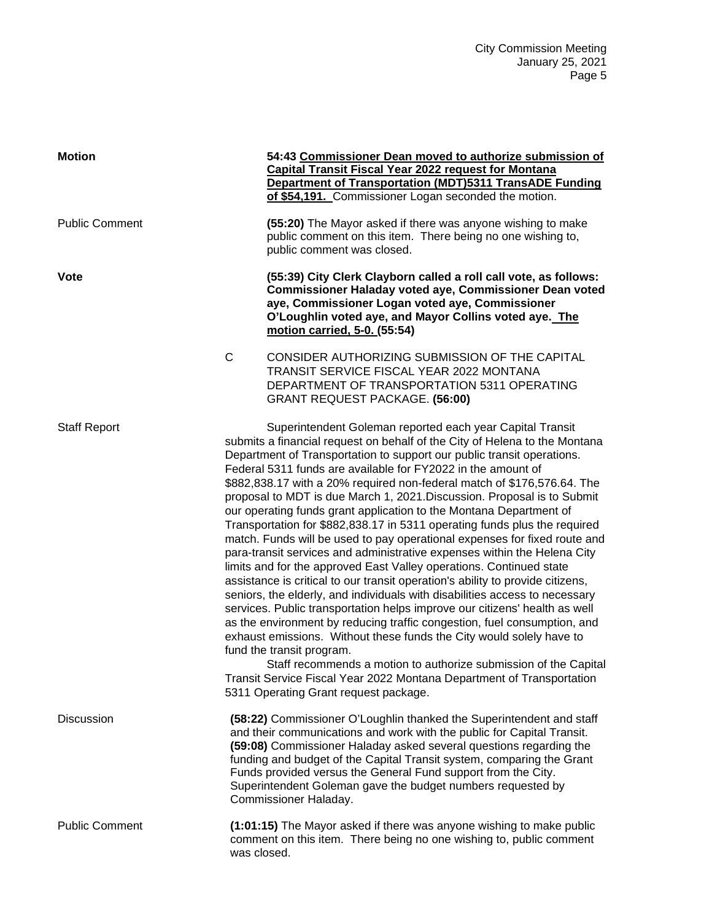**Motion** — **54:43 <u>Commissioner Dean moved to authorize submission of Capital Transit Fiscal Year 2022 request for Montana Department of Transportation (MDT)5311 TransADE Funding of $54,191.</u>** Commissioner Logan seconded the motion.

Public Comment — **(55:20)** The Mayor asked if there was anyone wishing to make public comment on this item. There being no one wishing to, public comment was closed.

**Vote** — **(55:39) City Clerk Clayborn called a roll call vote, as follows: Commissioner Haladay voted aye, Commissioner Dean voted aye, Commissioner Logan voted aye, Commissioner O'Loughlin voted aye, and Mayor Collins voted aye. <u>The motion carried, 5-0.</u> (55:54)**

C CONSIDER AUTHORIZING SUBMISSION OF THE CAPITAL TRANSIT SERVICE FISCAL YEAR 2022 MONTANA DEPARTMENT OF TRANSPORTATION 5311 OPERATING GRANT REQUEST PACKAGE. **(56:00)**

Staff Report — Superintendent Goleman reported each year Capital Transit submits a financial request on behalf of the City of Helena to the Montana Department of Transportation to support our public transit operations. Federal 5311 funds are available for FY2022 in the amount of $882,838.17 with a 20% required non-federal match of $176,576.64. The proposal to MDT is due March 1, 2021.Discussion. Proposal is to Submit our operating funds grant application to the Montana Department of Transportation for $882,838.17 in 5311 operating funds plus the required match. Funds will be used to pay operational expenses for fixed route and para-transit services and administrative expenses within the Helena City limits and for the approved East Valley operations. Continued state assistance is critical to our transit operation's ability to provide citizens, seniors, the elderly, and individuals with disabilities access to necessary services. Public transportation helps improve our citizens' health as well as the environment by reducing traffic congestion, fuel consumption, and exhaust emissions. Without these funds the City would solely have to fund the transit program.

Staff recommends a motion to authorize submission of the Capital Transit Service Fiscal Year 2022 Montana Department of Transportation 5311 Operating Grant request package.

Discussion — **(58:22)** Commissioner O'Loughlin thanked the Superintendent and staff and their communications and work with the public for Capital Transit. **(59:08)** Commissioner Haladay asked several questions regarding the funding and budget of the Capital Transit system, comparing the Grant Funds provided versus the General Fund support from the City. Superintendent Goleman gave the budget numbers requested by Commissioner Haladay.

Public Comment — **(1:01:15)** The Mayor asked if there was anyone wishing to make public comment on this item. There being no one wishing to, public comment was closed.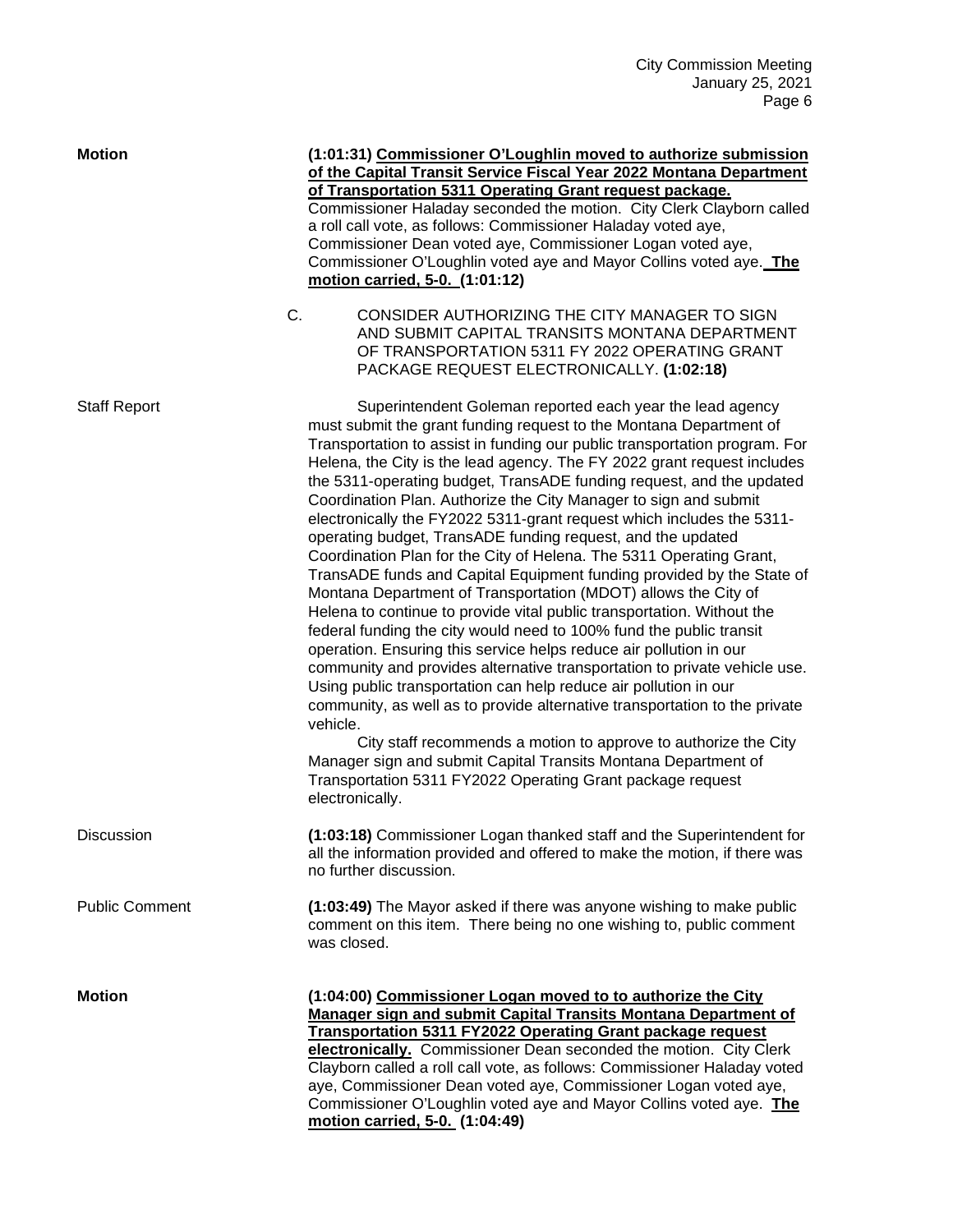**Motion** **(1:01:31) <u>Commissioner O'Loughlin moved to authorize submission of the Capital Transit Service Fiscal Year 2022 Montana Department of Transportation 5311 Operating Grant request package.</u>** Commissioner Haladay seconded the motion. City Clerk Clayborn called a roll call vote, as follows: Commissioner Haladay voted aye, Commissioner Dean voted aye, Commissioner Logan voted aye, Commissioner O'Loughlin voted aye and Mayor Collins voted aye. **<u>The motion carried, 5-0.</u> (1:01:12)**

C. CONSIDER AUTHORIZING THE CITY MANAGER TO SIGN AND SUBMIT CAPITAL TRANSITS MONTANA DEPARTMENT OF TRANSPORTATION 5311 FY 2022 OPERATING GRANT PACKAGE REQUEST ELECTRONICALLY. **(1:02:18)**

Staff Report Superintendent Goleman reported each year the lead agency must submit the grant funding request to the Montana Department of Transportation to assist in funding our public transportation program. For Helena, the City is the lead agency. The FY 2022 grant request includes the 5311-operating budget, TransADE funding request, and the updated Coordination Plan. Authorize the City Manager to sign and submit electronically the FY2022 5311-grant request which includes the 5311-operating budget, TransADE funding request, and the updated Coordination Plan for the City of Helena. The 5311 Operating Grant, TransADE funds and Capital Equipment funding provided by the State of Montana Department of Transportation (MDOT) allows the City of Helena to continue to provide vital public transportation. Without the federal funding the city would need to 100% fund the public transit operation. Ensuring this service helps reduce air pollution in our community and provides alternative transportation to private vehicle use. Using public transportation can help reduce air pollution in our community, as well as to provide alternative transportation to the private vehicle.

City staff recommends a motion to approve to authorize the City Manager sign and submit Capital Transits Montana Department of Transportation 5311 FY2022 Operating Grant package request electronically.

Discussion **(1:03:18)** Commissioner Logan thanked staff and the Superintendent for all the information provided and offered to make the motion, if there was no further discussion.

Public Comment **(1:03:49)** The Mayor asked if there was anyone wishing to make public comment on this item. There being no one wishing to, public comment was closed.

**Motion** **(1:04:00) <u>Commissioner Logan moved to to authorize the City Manager sign and submit Capital Transits Montana Department of Transportation 5311 FY2022 Operating Grant package request electronically.</u>** Commissioner Dean seconded the motion. City Clerk Clayborn called a roll call vote, as follows: Commissioner Haladay voted aye, Commissioner Dean voted aye, Commissioner Logan voted aye, Commissioner O'Loughlin voted aye and Mayor Collins voted aye. **<u>The motion carried, 5-0.</u> (1:04:49)**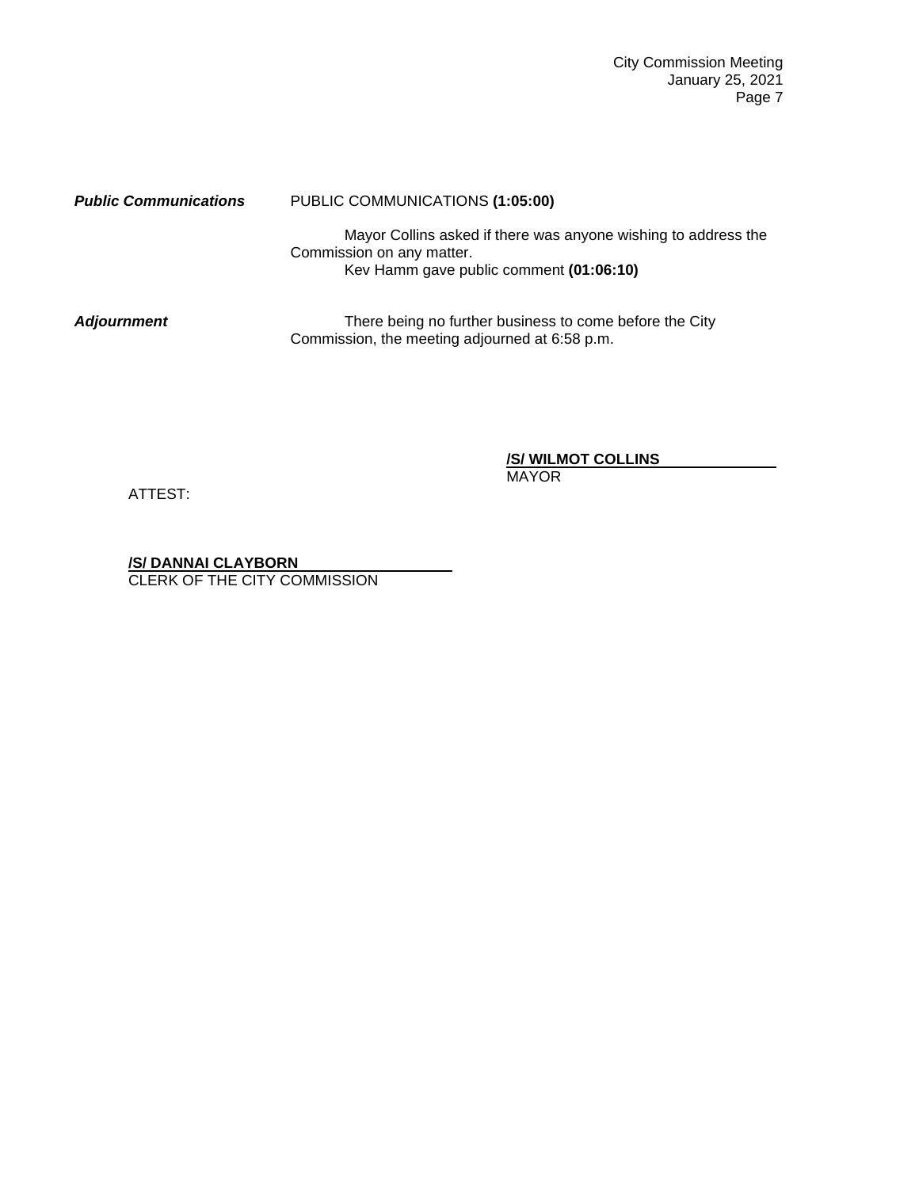***Public Communications*** PUBLIC COMMUNICATIONS **(1:05:00)**

Mayor Collins asked if there was anyone wishing to address the Commission on any matter.

Kev Hamm gave public comment **(01:06:10)**

***Adjournment*** There being no further business to come before the City Commission, the meeting adjourned at 6:58 p.m.

**/S/ WILMOT COLLINS**
MAYOR

ATTEST:

**/S/ DANNAI CLAYBORN**
CLERK OF THE CITY COMMISSION